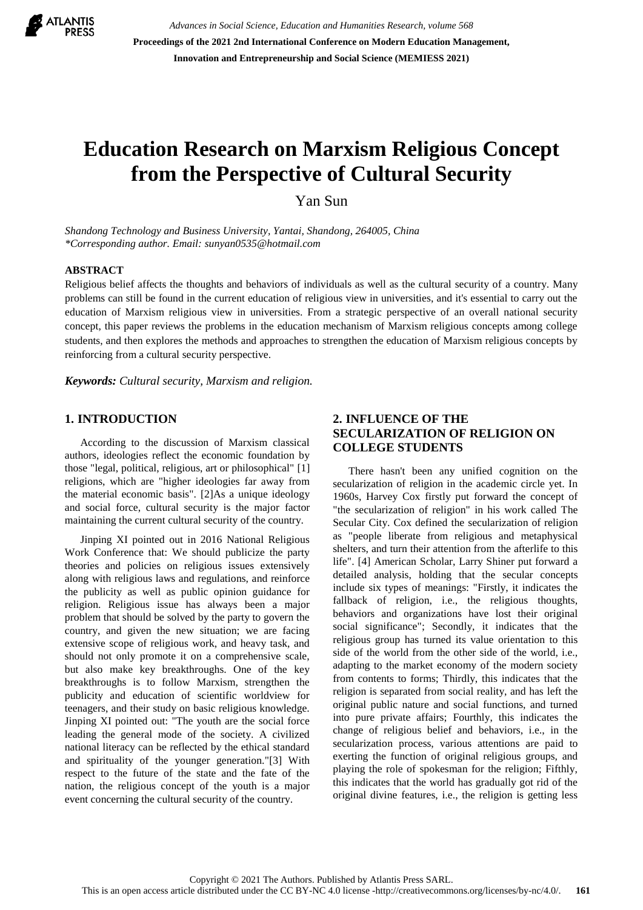# Education Research on Marxism Religious Concept from the Perspective of Cultural Security

Yan Sun

*Shandong Technology and Business University, Yantai, Shandong, 264005, China*
*\*Corresponding author. Email: sunyan0535@hotmail.com*

**ABSTRACT**

Religious belief affects the thoughts and behaviors of individuals as well as the cultural security of a country. Many problems can still be found in the current education of religious view in universities, and it's essential to carry out the education of Marxism religious view in universities. From a strategic perspective of an overall national security concept, this paper reviews the problems in the education mechanism of Marxism religious concepts among college students, and then explores the methods and approaches to strengthen the education of Marxism religious concepts by reinforcing from a cultural security perspective.

***Keywords:** Cultural security, Marxism and religion.*

## 1. INTRODUCTION

According to the discussion of Marxism classical authors, ideologies reflect the economic foundation by those "legal, political, religious, art or philosophical" [1] religions, which are "higher ideologies far away from the material economic basis". [2]As a unique ideology and social force, cultural security is the major factor maintaining the current cultural security of the country.

Jinping XI pointed out in 2016 National Religious Work Conference that: We should publicize the party theories and policies on religious issues extensively along with religious laws and regulations, and reinforce the publicity as well as public opinion guidance for religion. Religious issue has always been a major problem that should be solved by the party to govern the country, and given the new situation; we are facing extensive scope of religious work, and heavy task, and should not only promote it on a comprehensive scale, but also make key breakthroughs. One of the key breakthroughs is to follow Marxism, strengthen the publicity and education of scientific worldview for teenagers, and their study on basic religious knowledge. Jinping XI pointed out: "The youth are the social force leading the general mode of the society. A civilized national literacy can be reflected by the ethical standard and spirituality of the younger generation."[3] With respect to the future of the state and the fate of the nation, the religious concept of the youth is a major event concerning the cultural security of the country.

## 2. INFLUENCE OF THE SECULARIZATION OF RELIGION ON COLLEGE STUDENTS

There hasn't been any unified cognition on the secularization of religion in the academic circle yet. In 1960s, Harvey Cox firstly put forward the concept of "the secularization of religion" in his work called The Secular City. Cox defined the secularization of religion as "people liberate from religious and metaphysical shelters, and turn their attention from the afterlife to this life". [4] American Scholar, Larry Shiner put forward a detailed analysis, holding that the secular concepts include six types of meanings: "Firstly, it indicates the fallback of religion, i.e., the religious thoughts, behaviors and organizations have lost their original social significance"; Secondly, it indicates that the religious group has turned its value orientation to this side of the world from the other side of the world, i.e., adapting to the market economy of the modern society from contents to forms; Thirdly, this indicates that the religion is separated from social reality, and has left the original public nature and social functions, and turned into pure private affairs; Fourthly, this indicates the change of religious belief and behaviors, i.e., in the secularization process, various attentions are paid to exerting the function of original religious groups, and playing the role of spokesman for the religion; Fifthly, this indicates that the world has gradually got rid of the original divine features, i.e., the religion is getting less

Copyright © 2021 The Authors. Published by Atlantis Press SARL.
This is an open access article distributed under the CC BY-NC 4.0 license -http://creativecommons.org/licenses/by-nc/4.0/.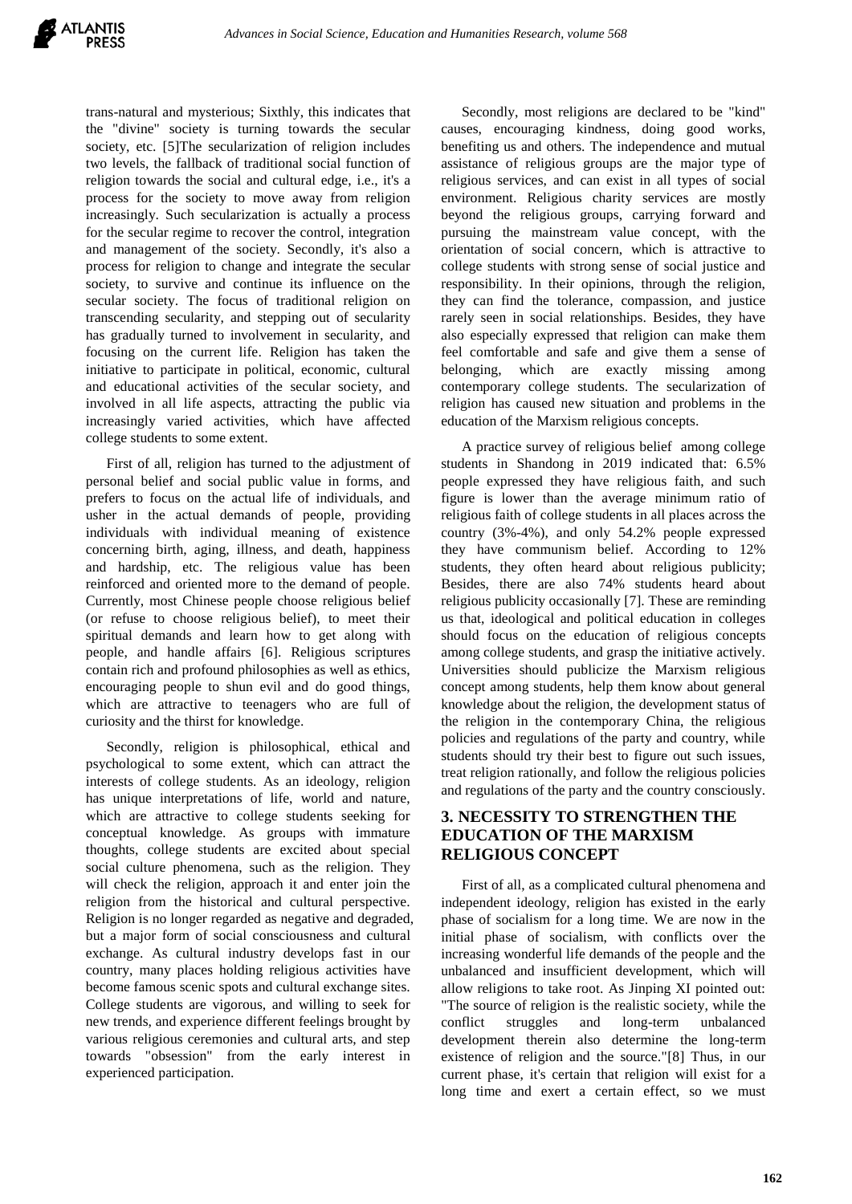trans-natural and mysterious; Sixthly, this indicates that the "divine" society is turning towards the secular society, etc. [5]The secularization of religion includes two levels, the fallback of traditional social function of religion towards the social and cultural edge, i.e., it's a process for the society to move away from religion increasingly. Such secularization is actually a process for the secular regime to recover the control, integration and management of the society. Secondly, it's also a process for religion to change and integrate the secular society, to survive and continue its influence on the secular society. The focus of traditional religion on transcending secularity, and stepping out of secularity has gradually turned to involvement in secularity, and focusing on the current life. Religion has taken the initiative to participate in political, economic, cultural and educational activities of the secular society, and involved in all life aspects, attracting the public via increasingly varied activities, which have affected college students to some extent.

First of all, religion has turned to the adjustment of personal belief and social public value in forms, and prefers to focus on the actual life of individuals, and usher in the actual demands of people, providing individuals with individual meaning of existence concerning birth, aging, illness, and death, happiness and hardship, etc. The religious value has been reinforced and oriented more to the demand of people. Currently, most Chinese people choose religious belief (or refuse to choose religious belief), to meet their spiritual demands and learn how to get along with people, and handle affairs [6]. Religious scriptures contain rich and profound philosophies as well as ethics, encouraging people to shun evil and do good things, which are attractive to teenagers who are full of curiosity and the thirst for knowledge.

Secondly, religion is philosophical, ethical and psychological to some extent, which can attract the interests of college students. As an ideology, religion has unique interpretations of life, world and nature, which are attractive to college students seeking for conceptual knowledge. As groups with immature thoughts, college students are excited about special social culture phenomena, such as the religion. They will check the religion, approach it and enter join the religion from the historical and cultural perspective. Religion is no longer regarded as negative and degraded, but a major form of social consciousness and cultural exchange. As cultural industry develops fast in our country, many places holding religious activities have become famous scenic spots and cultural exchange sites. College students are vigorous, and willing to seek for new trends, and experience different feelings brought by various religious ceremonies and cultural arts, and step towards "obsession" from the early interest in experienced participation.

Secondly, most religions are declared to be "kind" causes, encouraging kindness, doing good works, benefiting us and others. The independence and mutual assistance of religious groups are the major type of religious services, and can exist in all types of social environment. Religious charity services are mostly beyond the religious groups, carrying forward and pursuing the mainstream value concept, with the orientation of social concern, which is attractive to college students with strong sense of social justice and responsibility. In their opinions, through the religion, they can find the tolerance, compassion, and justice rarely seen in social relationships. Besides, they have also especially expressed that religion can make them feel comfortable and safe and give them a sense of belonging, which are exactly missing among contemporary college students. The secularization of religion has caused new situation and problems in the education of the Marxism religious concepts.

A practice survey of religious belief among college students in Shandong in 2019 indicated that: 6.5% people expressed they have religious faith, and such figure is lower than the average minimum ratio of religious faith of college students in all places across the country (3%-4%), and only 54.2% people expressed they have communism belief. According to 12% students, they often heard about religious publicity; Besides, there are also 74% students heard about religious publicity occasionally [7]. These are reminding us that, ideological and political education in colleges should focus on the education of religious concepts among college students, and grasp the initiative actively. Universities should publicize the Marxism religious concept among students, help them know about general knowledge about the religion, the development status of the religion in the contemporary China, the religious policies and regulations of the party and country, while students should try their best to figure out such issues, treat religion rationally, and follow the religious policies and regulations of the party and the country consciously.

## 3. NECESSITY TO STRENGTHEN THE EDUCATION OF THE MARXISM RELIGIOUS CONCEPT

First of all, as a complicated cultural phenomena and independent ideology, religion has existed in the early phase of socialism for a long time. We are now in the initial phase of socialism, with conflicts over the increasing wonderful life demands of the people and the unbalanced and insufficient development, which will allow religions to take root. As Jinping XI pointed out: "The source of religion is the realistic society, while the conflict struggles and long-term unbalanced development therein also determine the long-term existence of religion and the source."[8] Thus, in our current phase, it's certain that religion will exist for a long time and exert a certain effect, so we must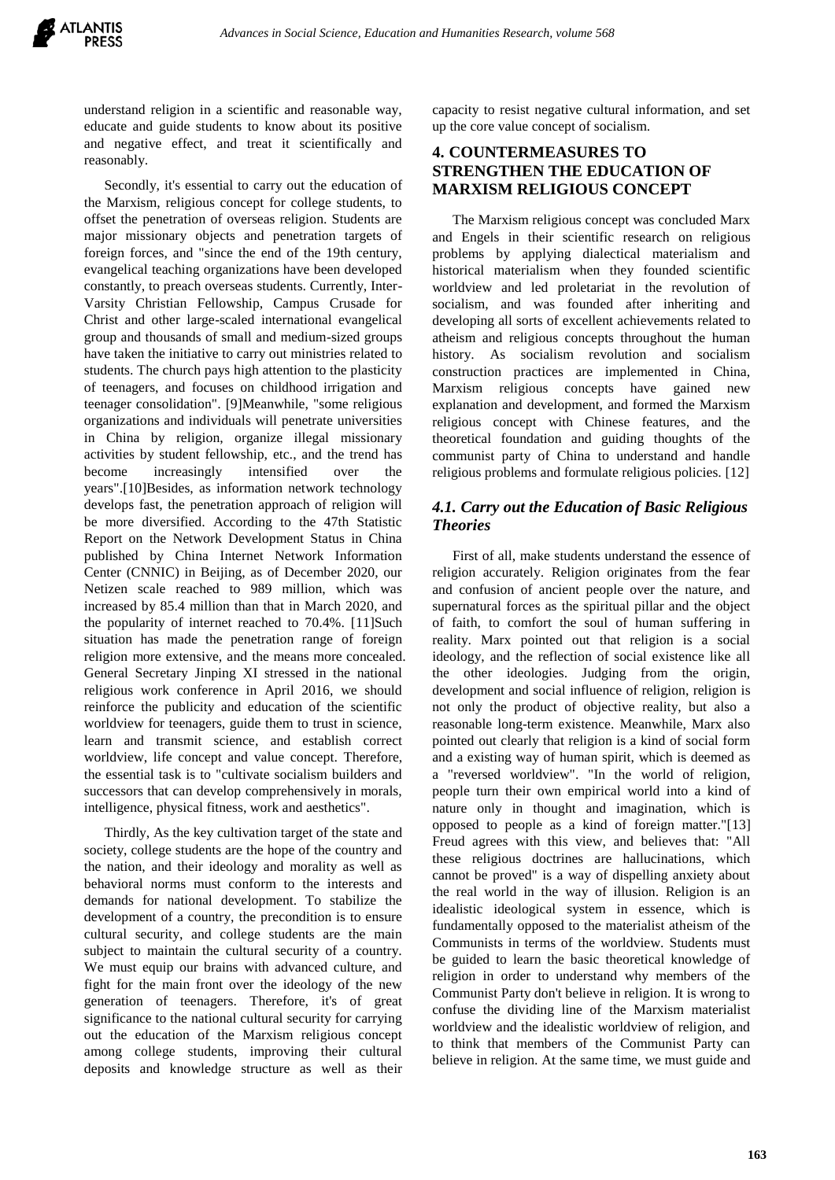understand religion in a scientific and reasonable way, educate and guide students to know about its positive and negative effect, and treat it scientifically and reasonably.

Secondly, it's essential to carry out the education of the Marxism, religious concept for college students, to offset the penetration of overseas religion. Students are major missionary objects and penetration targets of foreign forces, and "since the end of the 19th century, evangelical teaching organizations have been developed constantly, to preach overseas students. Currently, Inter-Varsity Christian Fellowship, Campus Crusade for Christ and other large-scaled international evangelical group and thousands of small and medium-sized groups have taken the initiative to carry out ministries related to students. The church pays high attention to the plasticity of teenagers, and focuses on childhood irrigation and teenager consolidation". [9]Meanwhile, "some religious organizations and individuals will penetrate universities in China by religion, organize illegal missionary activities by student fellowship, etc., and the trend has become increasingly intensified over the years".[10]Besides, as information network technology develops fast, the penetration approach of religion will be more diversified. According to the 47th Statistic Report on the Network Development Status in China published by China Internet Network Information Center (CNNIC) in Beijing, as of December 2020, our Netizen scale reached to 989 million, which was increased by 85.4 million than that in March 2020, and the popularity of internet reached to 70.4%. [11]Such situation has made the penetration range of foreign religion more extensive, and the means more concealed. General Secretary Jinping XI stressed in the national religious work conference in April 2016, we should reinforce the publicity and education of the scientific worldview for teenagers, guide them to trust in science, learn and transmit science, and establish correct worldview, life concept and value concept. Therefore, the essential task is to "cultivate socialism builders and successors that can develop comprehensively in morals, intelligence, physical fitness, work and aesthetics".

Thirdly, As the key cultivation target of the state and society, college students are the hope of the country and the nation, and their ideology and morality as well as behavioral norms must conform to the interests and demands for national development. To stabilize the development of a country, the precondition is to ensure cultural security, and college students are the main subject to maintain the cultural security of a country. We must equip our brains with advanced culture, and fight for the main front over the ideology of the new generation of teenagers. Therefore, it's of great significance to the national cultural security for carrying out the education of the Marxism religious concept among college students, improving their cultural deposits and knowledge structure as well as their capacity to resist negative cultural information, and set up the core value concept of socialism.

## 4. COUNTERMEASURES TO STRENGTHEN THE EDUCATION OF MARXISM RELIGIOUS CONCEPT

The Marxism religious concept was concluded Marx and Engels in their scientific research on religious problems by applying dialectical materialism and historical materialism when they founded scientific worldview and led proletariat in the revolution of socialism, and was founded after inheriting and developing all sorts of excellent achievements related to atheism and religious concepts throughout the human history. As socialism revolution and socialism construction practices are implemented in China, Marxism religious concepts have gained new explanation and development, and formed the Marxism religious concept with Chinese features, and the theoretical foundation and guiding thoughts of the communist party of China to understand and handle religious problems and formulate religious policies. [12]

### *4.1. Carry out the Education of Basic Religious Theories*

First of all, make students understand the essence of religion accurately. Religion originates from the fear and confusion of ancient people over the nature, and supernatural forces as the spiritual pillar and the object of faith, to comfort the soul of human suffering in reality. Marx pointed out that religion is a social ideology, and the reflection of social existence like all the other ideologies. Judging from the origin, development and social influence of religion, religion is not only the product of objective reality, but also a reasonable long-term existence. Meanwhile, Marx also pointed out clearly that religion is a kind of social form and a existing way of human spirit, which is deemed as a "reversed worldview". "In the world of religion, people turn their own empirical world into a kind of nature only in thought and imagination, which is opposed to people as a kind of foreign matter."[13] Freud agrees with this view, and believes that: "All these religious doctrines are hallucinations, which cannot be proved" is a way of dispelling anxiety about the real world in the way of illusion. Religion is an idealistic ideological system in essence, which is fundamentally opposed to the materialist atheism of the Communists in terms of the worldview. Students must be guided to learn the basic theoretical knowledge of religion in order to understand why members of the Communist Party don't believe in religion. It is wrong to confuse the dividing line of the Marxism materialist worldview and the idealistic worldview of religion, and to think that members of the Communist Party can believe in religion. At the same time, we must guide and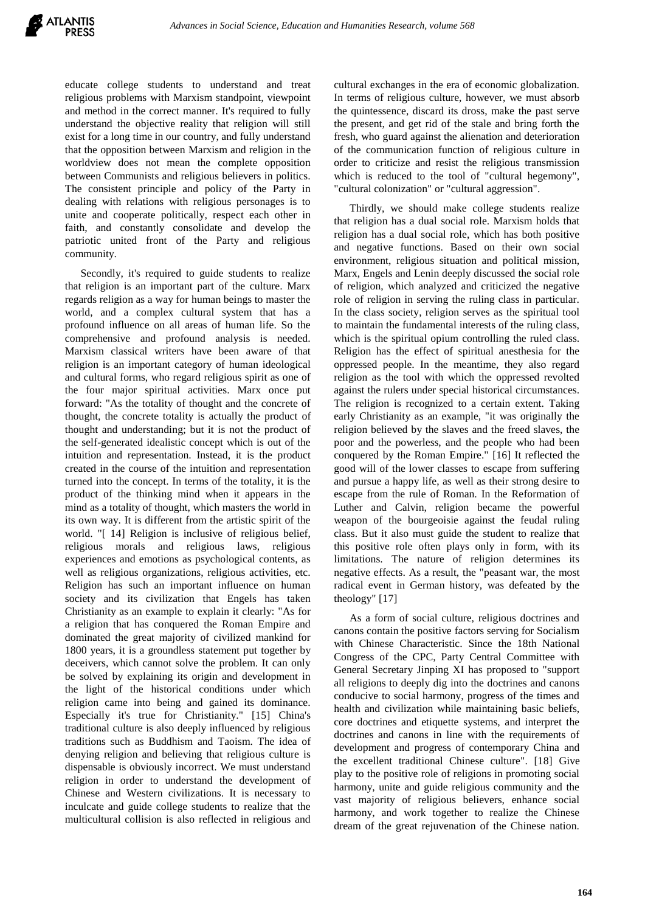educate college students to understand and treat religious problems with Marxism standpoint, viewpoint and method in the correct manner. It's required to fully understand the objective reality that religion will still exist for a long time in our country, and fully understand that the opposition between Marxism and religion in the worldview does not mean the complete opposition between Communists and religious believers in politics. The consistent principle and policy of the Party in dealing with relations with religious personages is to unite and cooperate politically, respect each other in faith, and constantly consolidate and develop the patriotic united front of the Party and religious community.

Secondly, it's required to guide students to realize that religion is an important part of the culture. Marx regards religion as a way for human beings to master the world, and a complex cultural system that has a profound influence on all areas of human life. So the comprehensive and profound analysis is needed. Marxism classical writers have been aware of that religion is an important category of human ideological and cultural forms, who regard religious spirit as one of the four major spiritual activities. Marx once put forward: "As the totality of thought and the concrete of thought, the concrete totality is actually the product of thought and understanding; but it is not the product of the self-generated idealistic concept which is out of the intuition and representation. Instead, it is the product created in the course of the intuition and representation turned into the concept. In terms of the totality, it is the product of the thinking mind when it appears in the mind as a totality of thought, which masters the world in its own way. It is different from the artistic spirit of the world. "[ 14] Religion is inclusive of religious belief, religious morals and religious laws, religious experiences and emotions as psychological contents, as well as religious organizations, religious activities, etc. Religion has such an important influence on human society and its civilization that Engels has taken Christianity as an example to explain it clearly: "As for a religion that has conquered the Roman Empire and dominated the great majority of civilized mankind for 1800 years, it is a groundless statement put together by deceivers, which cannot solve the problem. It can only be solved by explaining its origin and development in the light of the historical conditions under which religion came into being and gained its dominance. Especially it's true for Christianity." [15] China's traditional culture is also deeply influenced by religious traditions such as Buddhism and Taoism. The idea of denying religion and believing that religious culture is dispensable is obviously incorrect. We must understand religion in order to understand the development of Chinese and Western civilizations. It is necessary to inculcate and guide college students to realize that the multicultural collision is also reflected in religious and cultural exchanges in the era of economic globalization. In terms of religious culture, however, we must absorb the quintessence, discard its dross, make the past serve the present, and get rid of the stale and bring forth the fresh, who guard against the alienation and deterioration of the communication function of religious culture in order to criticize and resist the religious transmission which is reduced to the tool of "cultural hegemony", "cultural colonization" or "cultural aggression".

Thirdly, we should make college students realize that religion has a dual social role. Marxism holds that religion has a dual social role, which has both positive and negative functions. Based on their own social environment, religious situation and political mission, Marx, Engels and Lenin deeply discussed the social role of religion, which analyzed and criticized the negative role of religion in serving the ruling class in particular. In the class society, religion serves as the spiritual tool to maintain the fundamental interests of the ruling class, which is the spiritual opium controlling the ruled class. Religion has the effect of spiritual anesthesia for the oppressed people. In the meantime, they also regard religion as the tool with which the oppressed revolted against the rulers under special historical circumstances. The religion is recognized to a certain extent. Taking early Christianity as an example, "it was originally the religion believed by the slaves and the freed slaves, the poor and the powerless, and the people who had been conquered by the Roman Empire." [16] It reflected the good will of the lower classes to escape from suffering and pursue a happy life, as well as their strong desire to escape from the rule of Roman. In the Reformation of Luther and Calvin, religion became the powerful weapon of the bourgeoisie against the feudal ruling class. But it also must guide the student to realize that this positive role often plays only in form, with its limitations. The nature of religion determines its negative effects. As a result, the "peasant war, the most radical event in German history, was defeated by the theology" [17]

As a form of social culture, religious doctrines and canons contain the positive factors serving for Socialism with Chinese Characteristic. Since the 18th National Congress of the CPC, Party Central Committee with General Secretary Jinping XI has proposed to "support all religions to deeply dig into the doctrines and canons conducive to social harmony, progress of the times and health and civilization while maintaining basic beliefs, core doctrines and etiquette systems, and interpret the doctrines and canons in line with the requirements of development and progress of contemporary China and the excellent traditional Chinese culture". [18] Give play to the positive role of religions in promoting social harmony, unite and guide religious community and the vast majority of religious believers, enhance social harmony, and work together to realize the Chinese dream of the great rejuvenation of the Chinese nation.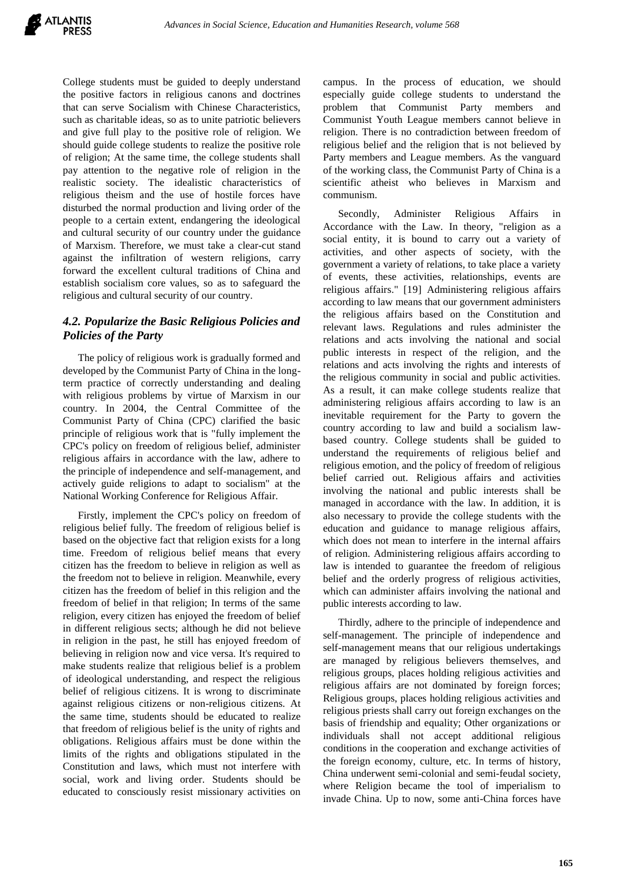College students must be guided to deeply understand the positive factors in religious canons and doctrines that can serve Socialism with Chinese Characteristics, such as charitable ideas, so as to unite patriotic believers and give full play to the positive role of religion. We should guide college students to realize the positive role of religion; At the same time, the college students shall pay attention to the negative role of religion in the realistic society. The idealistic characteristics of religious theism and the use of hostile forces have disturbed the normal production and living order of the people to a certain extent, endangering the ideological and cultural security of our country under the guidance of Marxism. Therefore, we must take a clear-cut stand against the infiltration of western religions, carry forward the excellent cultural traditions of China and establish socialism core values, so as to safeguard the religious and cultural security of our country.

### *4.2. Popularize the Basic Religious Policies and Policies of the Party*

The policy of religious work is gradually formed and developed by the Communist Party of China in the long-term practice of correctly understanding and dealing with religious problems by virtue of Marxism in our country. In 2004, the Central Committee of the Communist Party of China (CPC) clarified the basic principle of religious work that is "fully implement the CPC's policy on freedom of religious belief, administer religious affairs in accordance with the law, adhere to the principle of independence and self-management, and actively guide religions to adapt to socialism" at the National Working Conference for Religious Affair.

Firstly, implement the CPC's policy on freedom of religious belief fully. The freedom of religious belief is based on the objective fact that religion exists for a long time. Freedom of religious belief means that every citizen has the freedom to believe in religion as well as the freedom not to believe in religion. Meanwhile, every citizen has the freedom of belief in this religion and the freedom of belief in that religion; In terms of the same religion, every citizen has enjoyed the freedom of belief in different religious sects; although he did not believe in religion in the past, he still has enjoyed freedom of believing in religion now and vice versa. It's required to make students realize that religious belief is a problem of ideological understanding, and respect the religious belief of religious citizens. It is wrong to discriminate against religious citizens or non-religious citizens. At the same time, students should be educated to realize that freedom of religious belief is the unity of rights and obligations. Religious affairs must be done within the limits of the rights and obligations stipulated in the Constitution and laws, which must not interfere with social, work and living order. Students should be educated to consciously resist missionary activities on campus. In the process of education, we should especially guide college students to understand the problem that Communist Party members and Communist Youth League members cannot believe in religion. There is no contradiction between freedom of religious belief and the religion that is not believed by Party members and League members. As the vanguard of the working class, the Communist Party of China is a scientific atheist who believes in Marxism and communism.

Secondly, Administer Religious Affairs in Accordance with the Law. In theory, "religion as a social entity, it is bound to carry out a variety of activities, and other aspects of society, with the government a variety of relations, to take place a variety of events, these activities, relationships, events are religious affairs." [19] Administering religious affairs according to law means that our government administers the religious affairs based on the Constitution and relevant laws. Regulations and rules administer the relations and acts involving the national and social public interests in respect of the religion, and the relations and acts involving the rights and interests of the religious community in social and public activities. As a result, it can make college students realize that administering religious affairs according to law is an inevitable requirement for the Party to govern the country according to law and build a socialism law-based country. College students shall be guided to understand the requirements of religious belief and religious emotion, and the policy of freedom of religious belief carried out. Religious affairs and activities involving the national and public interests shall be managed in accordance with the law. In addition, it is also necessary to provide the college students with the education and guidance to manage religious affairs, which does not mean to interfere in the internal affairs of religion. Administering religious affairs according to law is intended to guarantee the freedom of religious belief and the orderly progress of religious activities, which can administer affairs involving the national and public interests according to law.

Thirdly, adhere to the principle of independence and self-management. The principle of independence and self-management means that our religious undertakings are managed by religious believers themselves, and religious groups, places holding religious activities and religious affairs are not dominated by foreign forces; Religious groups, places holding religious activities and religious priests shall carry out foreign exchanges on the basis of friendship and equality; Other organizations or individuals shall not accept additional religious conditions in the cooperation and exchange activities of the foreign economy, culture, etc. In terms of history, China underwent semi-colonial and semi-feudal society, where Religion became the tool of imperialism to invade China. Up to now, some anti-China forces have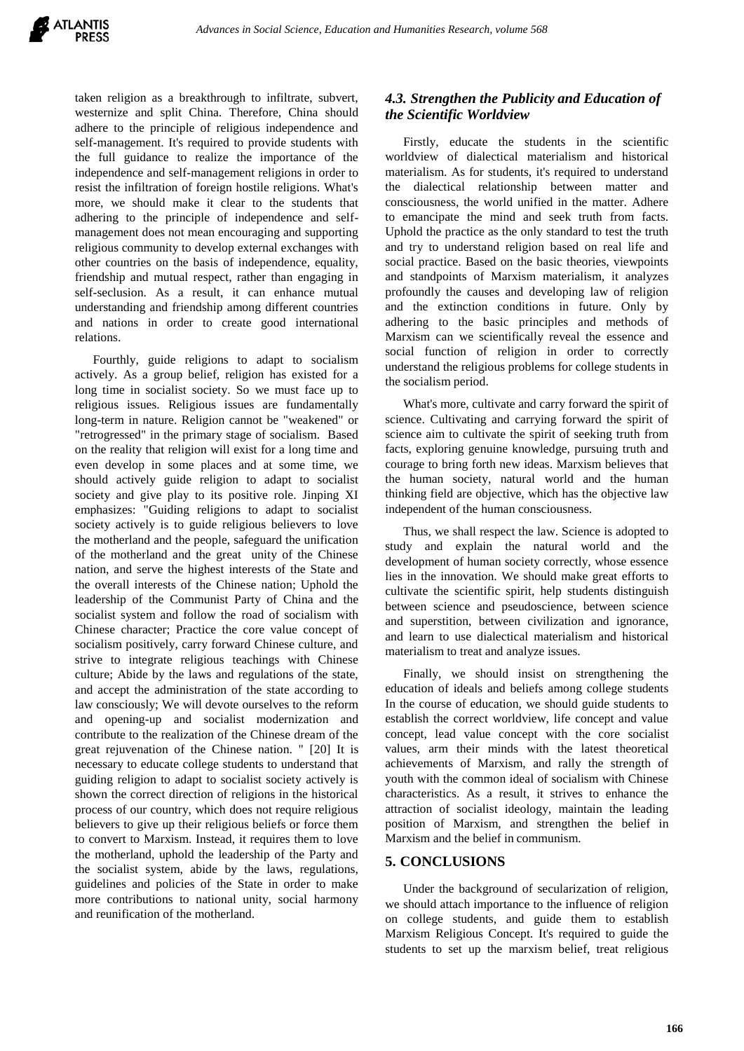taken religion as a breakthrough to infiltrate, subvert, westernize and split China. Therefore, China should adhere to the principle of religious independence and self-management. It's required to provide students with the full guidance to realize the importance of the independence and self-management religions in order to resist the infiltration of foreign hostile religions. What's more, we should make it clear to the students that adhering to the principle of independence and self-management does not mean encouraging and supporting religious community to develop external exchanges with other countries on the basis of independence, equality, friendship and mutual respect, rather than engaging in self-seclusion. As a result, it can enhance mutual understanding and friendship among different countries and nations in order to create good international relations.

Fourthly, guide religions to adapt to socialism actively. As a group belief, religion has existed for a long time in socialist society. So we must face up to religious issues. Religious issues are fundamentally long-term in nature. Religion cannot be "weakened" or "retrogressed" in the primary stage of socialism. Based on the reality that religion will exist for a long time and even develop in some places and at some time, we should actively guide religion to adapt to socialist society and give play to its positive role. Jinping XI emphasizes: "Guiding religions to adapt to socialist society actively is to guide religious believers to love the motherland and the people, safeguard the unification of the motherland and the great unity of the Chinese nation, and serve the highest interests of the State and the overall interests of the Chinese nation; Uphold the leadership of the Communist Party of China and the socialist system and follow the road of socialism with Chinese character; Practice the core value concept of socialism positively, carry forward Chinese culture, and strive to integrate religious teachings with Chinese culture; Abide by the laws and regulations of the state, and accept the administration of the state according to law consciously; We will devote ourselves to the reform and opening-up and socialist modernization and contribute to the realization of the Chinese dream of the great rejuvenation of the Chinese nation. " [20] It is necessary to educate college students to understand that guiding religion to adapt to socialist society actively is shown the correct direction of religions in the historical process of our country, which does not require religious believers to give up their religious beliefs or force them to convert to Marxism. Instead, it requires them to love the motherland, uphold the leadership of the Party and the socialist system, abide by the laws, regulations, guidelines and policies of the State in order to make more contributions to national unity, social harmony and reunification of the motherland.

### *4.3. Strengthen the Publicity and Education of the Scientific Worldview*

Firstly, educate the students in the scientific worldview of dialectical materialism and historical materialism. As for students, it's required to understand the dialectical relationship between matter and consciousness, the world unified in the matter. Adhere to emancipate the mind and seek truth from facts. Uphold the practice as the only standard to test the truth and try to understand religion based on real life and social practice. Based on the basic theories, viewpoints and standpoints of Marxism materialism, it analyzes profoundly the causes and developing law of religion and the extinction conditions in future. Only by adhering to the basic principles and methods of Marxism can we scientifically reveal the essence and social function of religion in order to correctly understand the religious problems for college students in the socialism period.

What's more, cultivate and carry forward the spirit of science. Cultivating and carrying forward the spirit of science aim to cultivate the spirit of seeking truth from facts, exploring genuine knowledge, pursuing truth and courage to bring forth new ideas. Marxism believes that the human society, natural world and the human thinking field are objective, which has the objective law independent of the human consciousness.

Thus, we shall respect the law. Science is adopted to study and explain the natural world and the development of human society correctly, whose essence lies in the innovation. We should make great efforts to cultivate the scientific spirit, help students distinguish between science and pseudoscience, between science and superstition, between civilization and ignorance, and learn to use dialectical materialism and historical materialism to treat and analyze issues.

Finally, we should insist on strengthening the education of ideals and beliefs among college students In the course of education, we should guide students to establish the correct worldview, life concept and value concept, lead value concept with the core socialist values, arm their minds with the latest theoretical achievements of Marxism, and rally the strength of youth with the common ideal of socialism with Chinese characteristics. As a result, it strives to enhance the attraction of socialist ideology, maintain the leading position of Marxism, and strengthen the belief in Marxism and the belief in communism.

## 5. CONCLUSIONS

Under the background of secularization of religion, we should attach importance to the influence of religion on college students, and guide them to establish Marxism Religious Concept. It's required to guide the students to set up the marxism belief, treat religious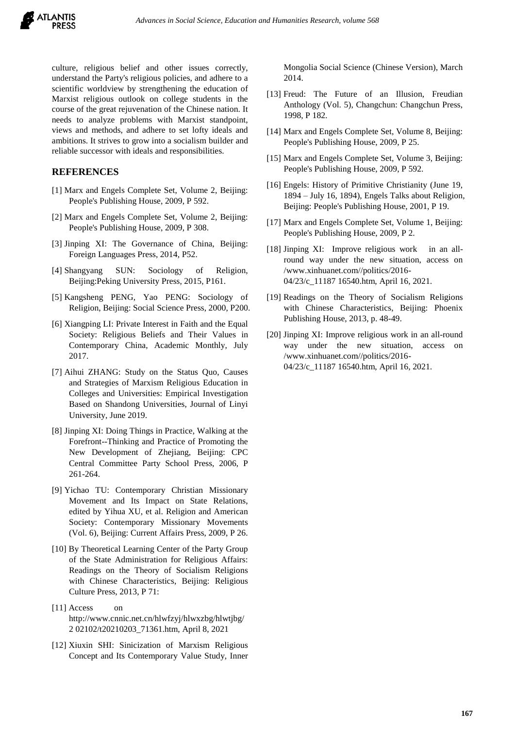culture, religious belief and other issues correctly, understand the Party's religious policies, and adhere to a scientific worldview by strengthening the education of Marxist religious outlook on college students in the course of the great rejuvenation of the Chinese nation. It needs to analyze problems with Marxist standpoint, views and methods, and adhere to set lofty ideals and ambitions. It strives to grow into a socialism builder and reliable successor with ideals and responsibilities.

## REFERENCES

[1] Marx and Engels Complete Set, Volume 2, Beijing: People's Publishing House, 2009, P 592.

[2] Marx and Engels Complete Set, Volume 2, Beijing: People's Publishing House, 2009, P 308.

[3] Jinping XI: The Governance of China, Beijing: Foreign Languages Press, 2014, P52.

[4] Shangyang SUN: Sociology of Religion, Beijing:Peking University Press, 2015, P161.

[5] Kangsheng PENG, Yao PENG: Sociology of Religion, Beijing: Social Science Press, 2000, P200.

[6] Xiangping LI: Private Interest in Faith and the Equal Society: Religious Beliefs and Their Values in Contemporary China, Academic Monthly, July 2017.

[7] Aihui ZHANG: Study on the Status Quo, Causes and Strategies of Marxism Religious Education in Colleges and Universities: Empirical Investigation Based on Shandong Universities, Journal of Linyi University, June 2019.

[8] Jinping XI: Doing Things in Practice, Walking at the Forefront--Thinking and Practice of Promoting the New Development of Zhejiang, Beijing: CPC Central Committee Party School Press, 2006, P 261-264.

[9] Yichao TU: Contemporary Christian Missionary Movement and Its Impact on State Relations, edited by Yihua XU, et al. Religion and American Society: Contemporary Missionary Movements (Vol. 6), Beijing: Current Affairs Press, 2009, P 26.

[10] By Theoretical Learning Center of the Party Group of the State Administration for Religious Affairs: Readings on the Theory of Socialism Religions with Chinese Characteristics, Beijing: Religious Culture Press, 2013, P 71:

[11] Access on http://www.cnnic.net.cn/hlwfzyj/hlwxzbg/hlwtjbg/2 02102/t20210203_71361.htm, April 8, 2021

[12] Xiuxin SHI: Sinicization of Marxism Religious Concept and Its Contemporary Value Study, Inner Mongolia Social Science (Chinese Version), March 2014.

[13] Freud: The Future of an Illusion, Freudian Anthology (Vol. 5), Changchun: Changchun Press, 1998, P 182.

[14] Marx and Engels Complete Set, Volume 8, Beijing: People's Publishing House, 2009, P 25.

[15] Marx and Engels Complete Set, Volume 3, Beijing: People's Publishing House, 2009, P 592.

[16] Engels: History of Primitive Christianity (June 19, 1894 – July 16, 1894), Engels Talks about Religion, Beijing: People's Publishing House, 2001, P 19.

[17] Marx and Engels Complete Set, Volume 1, Beijing: People's Publishing House, 2009, P 2.

[18] Jinping XI: Improve religious work in an all-round way under the new situation, access on /www.xinhuanet.com//politics/2016-04/23/c_11187 16540.htm, April 16, 2021.

[19] Readings on the Theory of Socialism Religions with Chinese Characteristics, Beijing: Phoenix Publishing House, 2013, p. 48-49.

[20] Jinping XI: Improve religious work in an all-round way under the new situation, access on /www.xinhuanet.com//politics/2016-04/23/c_11187 16540.htm, April 16, 2021.